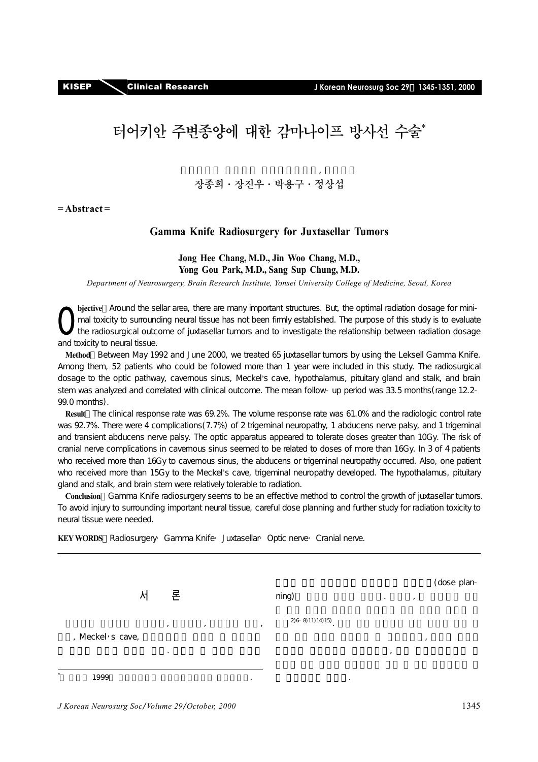# 터어키안 주변종양에 대한 감마나이프 방사선 수술*

장종희 · 장진우 · 박용구 · 정상섭

= Abstract =

## Gamma Knife Radiosurgery for Juxtasellar Tumors

**Jong Hee Chang, M.D., Jin Woo Chang, M.D., Yong Gou Park, M.D., Sang Sup Chung, M.D.**

*Department of Neurosurgery, Brain Research Institute, Yonsei University College of Medicine, Seoul, Korea*

**Objective**：Around the sellar area, there are many important structures. But, the optimal radiation dosage for minimal toxicity to surrounding neural tissue has not been firmly established. The purpose of this study is to evaluate the radiosurgical outcome of juxtasellar tumors and to investigate the relationship between radiation dosage and toxicity to neural tissue.

**Method**：Between May 1992 and June 2000, we treated 65 juxtasellar tumors by using the Leksell Gamma Knife. Among them, 52 patients who could be followed more than 1 year were included in this study. The radiosurgical dosage to the optic pathway, cavernous sinus, Meckel's cave, hypothalamus, pituitary gland and stalk, and brain stem was analyzed and correlated with clinical outcome. The mean follow-up period was 33.5 months(range 12.2-99.0 months).

**Result**：The clinical response rate was 69.2%. The volume response rate was 61.0% and the radiologic control rate was 92.7%. There were 4 complications(7.7%) of 2 trigeminal neuropathy, 1 abducens nerve palsy, and 1 trigeminal and transient abducens nerve palsy. The optic apparatus appeared to tolerate doses greater than 10Gy. The risk of cranial nerve complications in cavernous sinus seemed to be related to doses of more than 16Gy. In 3 of 4 patients who received more than 16Gy to cavernous sinus, the abducens or trigeminal neuropathy occurred. Also, one patient who received more than 15Gy to the Meckel's cave, trigeminal neuropathy developed. The hypothalamus, pituitary gland and stalk, and brain stem were relatively tolerable to radiation.

**Conclusion**：Gamma Knife radiosurgery seems to be an effective method to control the growth of juxtasellar tumors. To avoid injury to surrounding important neural tissue, careful dose planning and further study for radiation toxicity to neural tissue were needed.

**KEY WORDS**：Radiosurgery · Gamma Knife · Juxtasellar · Optic nerve · Cranial nerve.

## 서 론

, , , , Meckel's cave, . (dose planning) . , [2)6-8)11)14)15)]. , , .

* 1999 .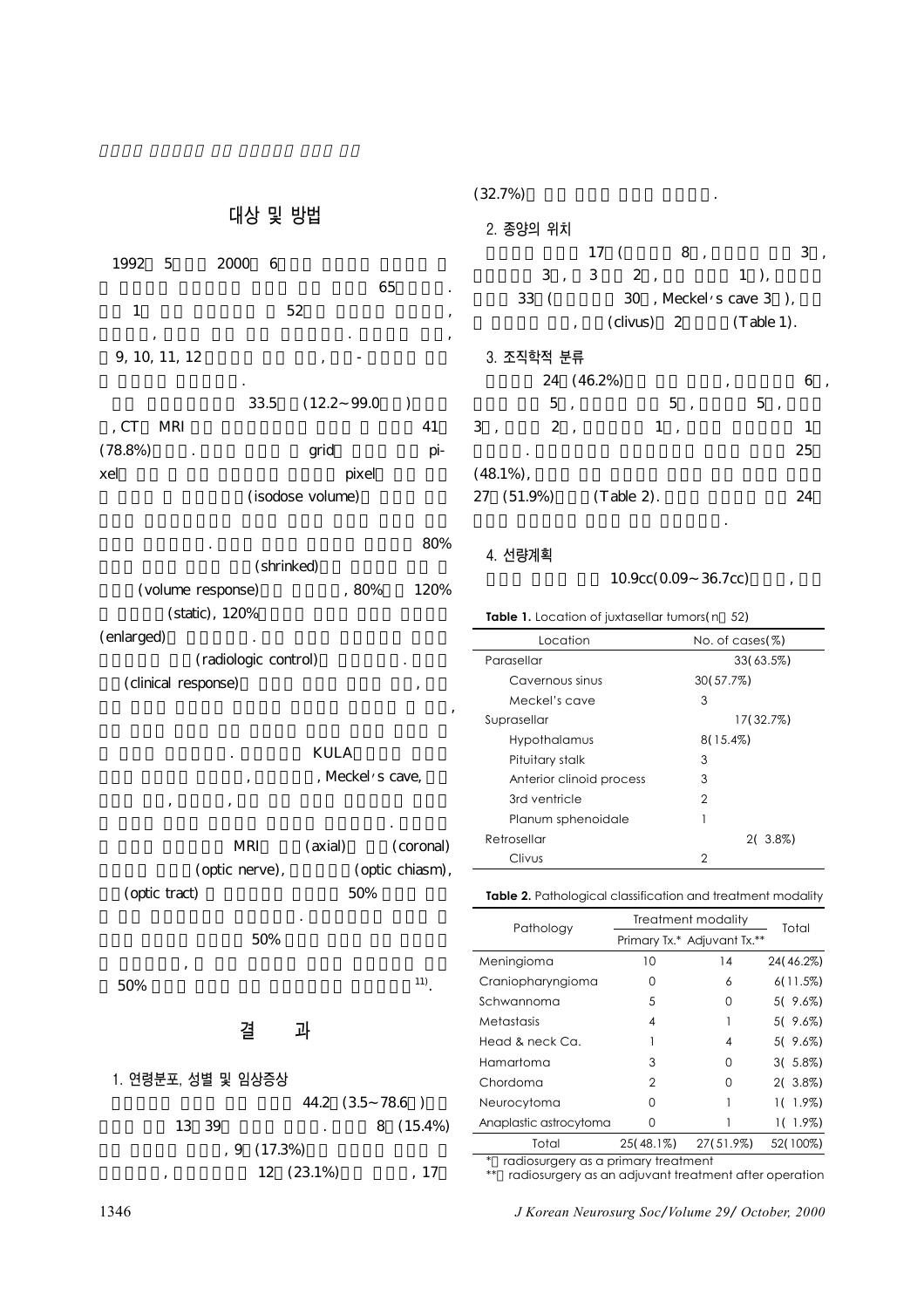## 대상 및 방법

1992 5 2000 6 65 . 1 52 , , . , 9, 10, 11, 12 , - .

33.5 (12.2~99.0 ) , CT MRI 41 (78.8%) . grid pixel pixel (isodose volume) . 80% (shrinked) (volume response) , 80% 120% (static), 120% (enlarged) . (radiologic control) . (clinical response) , , . KULA , , Meckel's cave, , , . MRI (axial) (coronal) (optic nerve), (optic chiasm), (optic tract) 50% . 50% , 50% [11].

## 결 과

### 1. 연령분포, 성별 및 임상증상

44.2 (3.5~78.6 ) 13 39 . 8 (15.4%) , 9 (17.3%) , 12 (23.1%) , 17 (32.7%) .

### 2. 종양의 위치

17 ( 8 , 3 , 3 , 3 2 , 1 ), 33 ( 30 , Meckel's cave 3 ), , (clivus) 2 (Table 1).

### 3. 조직학적 분류

24 (46.2%) , 6 , 5 , 5 , 5 , 3 , 2 , 1 , 1 . 25 (48.1%), 27 (51.9%) (Table 2). 24 .

### 4. 선량계획

10.9cc(0.09~36.7cc) ,

**Table 1.** Location of juxtasellar tumors(n 52)

| Location | No. of cases(%) |
|---|---|
| Parasellar | 33(63.5%) |
| Cavernous sinus | 30(57.7%) |
| Meckel's cave | 3 |
| Suprasellar | 17(32.7%) |
| Hypothalamus | 8(15.4%) |
| Pituitary stalk | 3 |
| Anterior clinoid process | 3 |
| 3rd ventricle | 2 |
| Planum sphenoidale | 1 |
| Retrosellar | 2( 3.8%) |
| Clivus | 2 |

**Table 2.** Pathological classification and treatment modality

| Pathology | Treatment modality | | Total |
|---|---|---|---|
| | Primary Tx.* | Adjuvant Tx.** | |
| Meningioma | 10 | 14 | 24(46.2%) |
| Craniopharyngioma | 0 | 6 | 6(11.5%) |
| Schwannoma | 5 | 0 | 5( 9.6%) |
| Metastasis | 4 | 1 | 5( 9.6%) |
| Head & neck Ca. | 1 | 4 | 5( 9.6%) |
| Hamartoma | 3 | 0 | 3( 5.8%) |
| Chordoma | 2 | 0 | 2( 3.8%) |
| Neurocytoma | 0 | 1 | 1( 1.9%) |
| Anaplastic astrocytoma | 0 | 1 | 1( 1.9%) |
| Total | 25(48.1%) | 27(51.9%) | 52(100%) |

* radiosurgery as a primary treatment
** radiosurgery as an adjuvant treatment after operation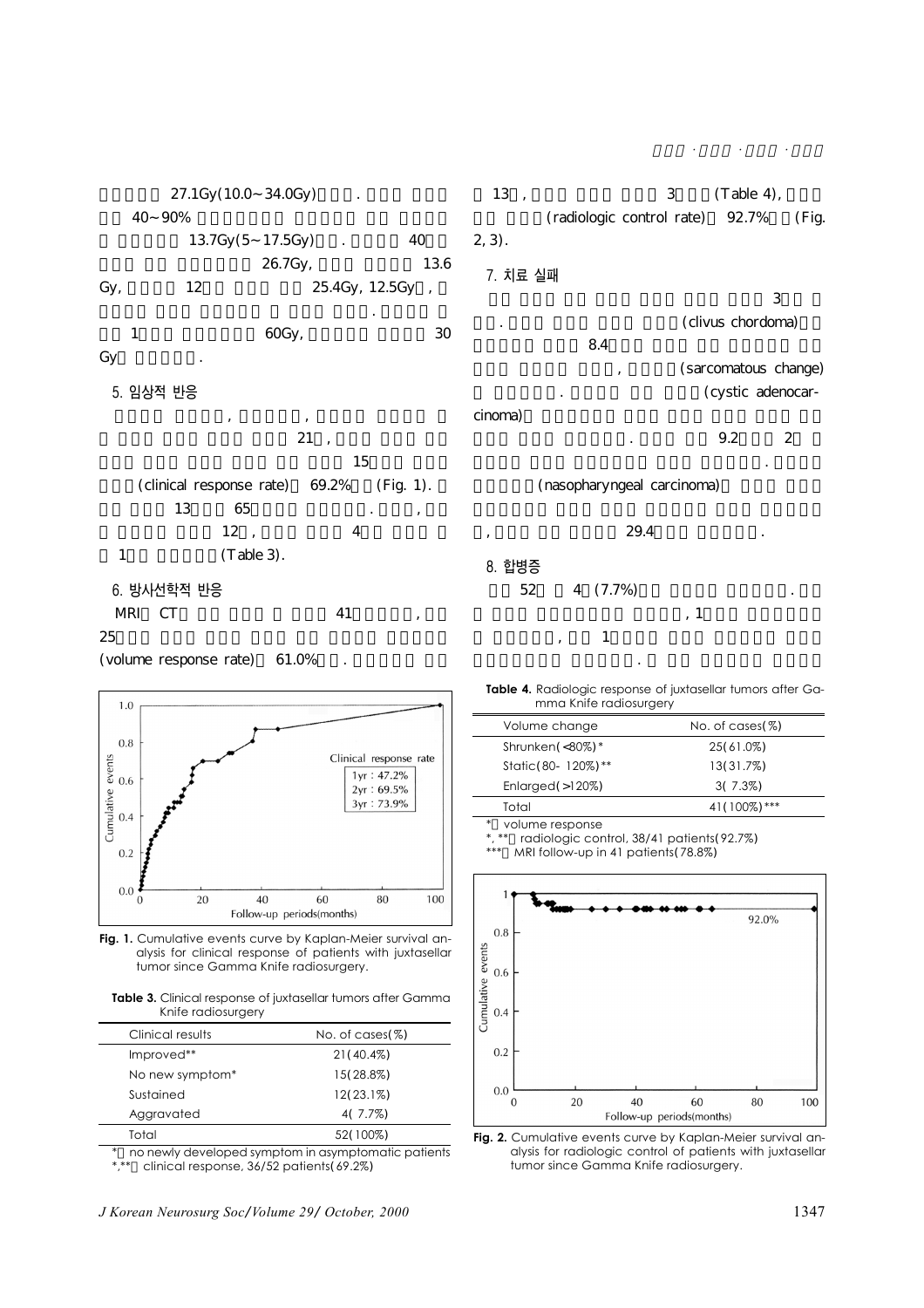27.1Gy(10.0~34.0Gy) . 40~90% 13.7Gy(5~17.5Gy) . 40 26.7Gy, 13.6 Gy, 12 25.4Gy, 12.5Gy , . 1 60Gy, 30 Gy .

### 5. 임상적 반응

, , 21 , 15 (clinical response rate) 69.2% (Fig. 1). 13 65 . , 12 , 4 1 (Table 3).

### 6. 방사선학적 반응

MRI CT 41 , 25 (volume response rate) 61.0% . 13 , 3 (Table 4), (radiologic control rate) 92.7% (Fig. 2, 3).

### 7. 치료 실패

3 . (clivus chordoma) 8.4 , (sarcomatous change) . (cystic adenocarcinoma) . 9.2 2 . (nasopharyngeal carcinoma) , 29.4 .

### 8. 합병증

52 4 (7.7%) . , 1 , 1 .

**Fig. 1.** Cumulative events curve by Kaplan-Meier survival analysis for clinical response of patients with juxtasellar tumor since Gamma Knife radiosurgery.

**Table 3.** Clinical response of juxtasellar tumors after Gamma Knife radiosurgery

| Clinical results | No. of cases(%) |
|---|---|
| Improved** | 21(40.4%) |
| No new symptom* | 15(28.8%) |
| Sustained | 12(23.1%) |
| Aggravated | 4( 7.7%) |
| Total | 52(100%) |

* no newly developed symptom in asymptomatic patients
*,** clinical response, 36/52 patients(69.2%)

**Table 4.** Radiologic response of juxtasellar tumors after Gamma Knife radiosurgery

| Volume change | No. of cases(%) |
|---|---|
| Shrunken(<80%)* | 25(61.0%) |
| Static(80- 120%)** | 13(31.7%) |
| Enlarged(>120%) | 3( 7.3%) |
| Total | 41(100%)*** |

* volume response
*, ** radiologic control, 38/41 patients(92.7%)
*** MRI follow-up in 41 patients(78.8%)

**Fig. 2.** Cumulative events curve by Kaplan-Meier survival analysis for radiologic control of patients with juxtasellar tumor since Gamma Knife radiosurgery.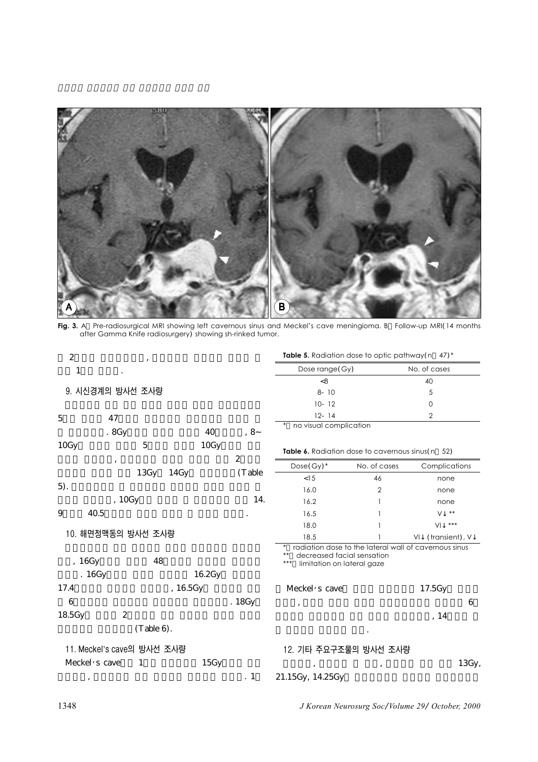**Fig. 3.** A : Pre-radiosurgical MRI showing left cavernous sinus and Meckel's cave meningioma. B : Follow-up MRI(14 months after Gamma Knife radiosurgery) showing sh-rinked tumor.

2 , 1 .

### 9. 시신경계의 방사선 조사량

5 47 . 8Gy 40 , 8~10Gy 5 10Gy , 2 13Gy 14Gy (Table 5). , 10Gy 14. 9 40.5 .

**Table 5.** Radiation dose to optic pathway(n = 47)*

| Dose range(Gy) | No. of cases |
|---|---|
| <8 | 40 |
| 8- 10 | 5 |
| 10- 12 | 0 |
| 12- 14 | 2 |

* : no visual complication

### 10. 해면정맥동의 방사선 조사량

, 16Gy 48 . 16Gy 16.2Gy 17.4 , 16.5Gy 6 . 18Gy 18.5Gy 2 (Table 6).

**Table 6.** Radiation dose to cavernous sinus(n = 52)

| Dose(Gy)* | No. of cases | Complications |
|---|---|---|
| <15 | 46 | none |
| 16.0 | 2 | none |
| 16.2 | 1 | none |
| 16.5 | 1 | V↓ ** |
| 18.0 | 1 | VI↓ *** |
| 18.5 | 1 | VI↓ (transient), V↓ |

* : radiation dose to the lateral wall of cavernous sinus
** : decreased facial sensation
*** : limitation on lateral gaze

### 11. Meckel's cave의 방사선 조사량

Meckel's cave 1 15Gy , . 1 Meckel's cave 17.5Gy , 6 , 14 .

### 12. 기타 주요구조물의 방사선 조사량

, , 13Gy, 21.15Gy, 14.25Gy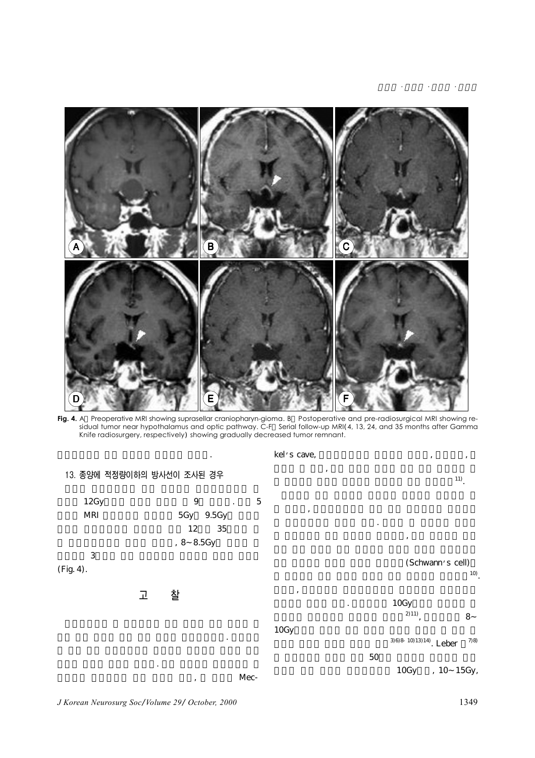Fig. 4. A : Preoperative MRI showing suprasellar craniopharyn-gioma. B : Postoperative and pre-radiosurgical MRI showing residual tumor near hypothalamus and optic pathway. C-F : Serial follow-up MRI(4, 13, 24, and 35 months after Gamma Knife radiosurgery, respectively) showing gradually decreased tumor remnant.

.

### 13. 종양에 적정량이하의 방사선이 조사된 경우

12Gy 9 . 5 MRI 5Gy 9.5Gy 12 35 , 8~8.5Gy 3 (Fig. 4).

## 고 찰

. . , Mec-kel's cave, , , , [11].

, . , (Schwann's cell) [10]. , . 10Gy [2,11], 8~10Gy [3,6,8-10,13,14]. Leber [7,8] 50 10Gy , 10~15Gy,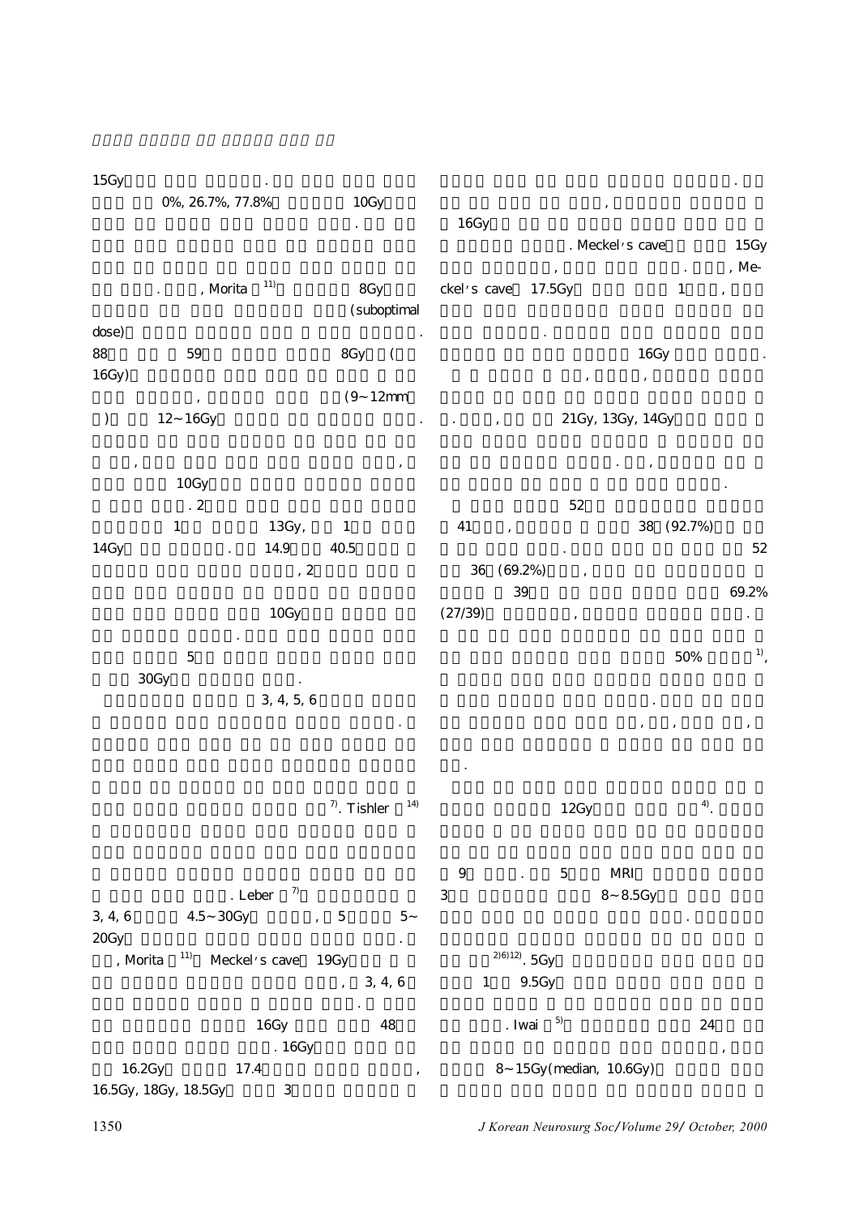15Gy . 0%, 26.7%, 77.8% 10Gy . . , Morita [11] 8Gy (suboptimal dose) . 88 59 8Gy ( 16Gy) , (9~12mm ) 12~16Gy .

, , 10Gy . 2 1 13Gy, 1 14Gy . 14.9 40.5 , 2 10Gy . 5 30Gy .

3, 4, 5, 6 . [7]. Tishler [14] . Leber [7] 3, 4, 6 4.5~30Gy , 5 5~20Gy . , Morita [11] Meckel's cave 19Gy , 3, 4, 6 . 16Gy 48 . 16Gy 16.2Gy 17.4 , 16.5Gy, 18Gy, 18.5Gy 3 . , 16Gy . Meckel's cave 15Gy , . , Meckel's cave 17.5Gy 1 , . 16Gy .

, , . , 21Gy, 13Gy, 14Gy . , .

52 41 , 38 (92.7%) . 52 36 (69.2%) , 39 69.2% (27/39) , . 50% [1], . , , , .

12Gy [4]. 9 . 5 MRI 3 8~8.5Gy . [2)6)12)]. 5Gy 1 9.5Gy . Iwai [5] 24 , 8~15Gy(median, 10.6Gy)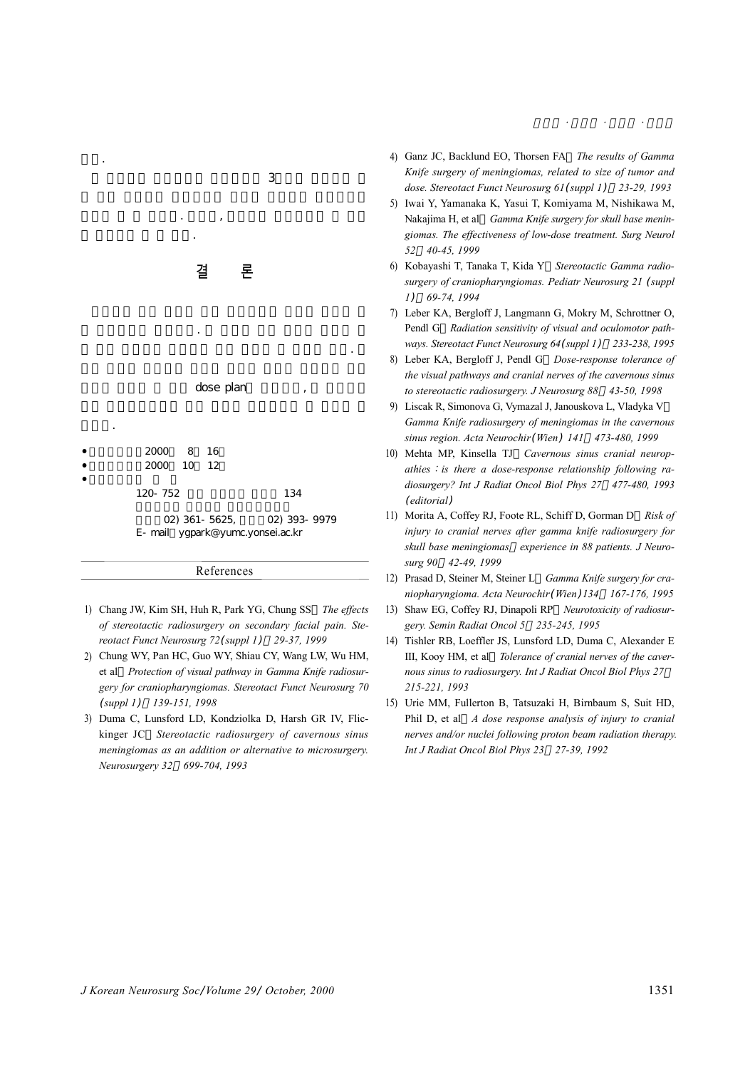다.

3

.　,

.

## 결　론

.

.

.

dose plan　,

.

- 2000　8　16
- 2000　10　12
- 
  120-752　134
  02) 361-5625,　02) 393-9979
  E-mail　ygpark@yumc.yonsei.ac.kr

## References

1) Chang JW, Kim SH, Huh R, Park YG, Chung SS : *The effects of stereotactic radiosurgery on secondary facial pain. Stereotact Funct Neurosurg 72(suppl 1) : 29-37, 1999*

2) Chung WY, Pan HC, Guo WY, Shiau CY, Wang LW, Wu HM, et al : *Protection of visual pathway in Gamma Knife radiosurgery for craniopharyngiomas. Stereotact Funct Neurosurg 70 (suppl 1) : 139-151, 1998*

3) Duma C, Lunsford LD, Kondziolka D, Harsh GR IV, Flickinger JC : *Stereotactic radiosurgery of cavernous sinus meningiomas as an addition or alternative to microsurgery. Neurosurgery 32 : 699-704, 1993*

4) Ganz JC, Backlund EO, Thorsen FA : *The results of Gamma Knife surgery of meningiomas, related to size of tumor and dose. Stereotact Funct Neurosurg 61(suppl 1) : 23-29, 1993*

5) Iwai Y, Yamanaka K, Yasui T, Komiyama M, Nishikawa M, Nakajima H, et al : *Gamma Knife surgery for skull base meningiomas. The effectiveness of low-dose treatment. Surg Neurol 52 : 40-45, 1999*

6) Kobayashi T, Tanaka T, Kida Y : *Stereotactic Gamma radiosurgery of craniopharyngiomas. Pediatr Neurosurg 21 (suppl 1) : 69-74, 1994*

7) Leber KA, Bergloff J, Langmann G, Mokry M, Schrottner O, Pendl G : *Radiation sensitivity of visual and oculomotor pathways. Stereotact Funct Neurosurg 64(suppl 1) : 233-238, 1995*

8) Leber KA, Bergloff J, Pendl G : *Dose-response tolerance of the visual pathways and cranial nerves of the cavernous sinus to stereotactic radiosurgery. J Neurosurg 88 : 43-50, 1998*

9) Liscak R, Simonova G, Vymazal J, Janouskova L, Vladyka V : *Gamma Knife radiosurgery of meningiomas in the cavernous sinus region. Acta Neurochir(Wien) 141 : 473-480, 1999*

10) Mehta MP, Kinsella TJ : *Cavernous sinus cranial neuropathies : is there a dose-response relationship following radiosurgery? Int J Radiat Oncol Biol Phys 27 : 477-480, 1993 (editorial)*

11) Morita A, Coffey RJ, Foote RL, Schiff D, Gorman D : *Risk of injury to cranial nerves after gamma knife radiosurgery for skull base meningiomas : experience in 88 patients. J Neurosurg 90 : 42-49, 1999*

12) Prasad D, Steiner M, Steiner L : *Gamma Knife surgery for craniopharyngioma. Acta Neurochir(Wien)134 : 167-176, 1995*

13) Shaw EG, Coffey RJ, Dinapoli RP : *Neurotoxicity of radiosurgery. Semin Radiat Oncol 5 : 235-245, 1995*

14) Tishler RB, Loeffler JS, Lunsford LD, Duma C, Alexander E III, Kooy HM, et al : *Tolerance of cranial nerves of the cavernous sinus to radiosurgery. Int J Radiat Oncol Biol Phys 27 : 215-221, 1993*

15) Urie MM, Fullerton B, Tatsuzaki H, Birnbaum S, Suit HD, Phil D, et al : *A dose response analysis of injury to cranial nerves and/or nuclei following proton beam radiation therapy. Int J Radiat Oncol Biol Phys 23 : 27-39, 1992*